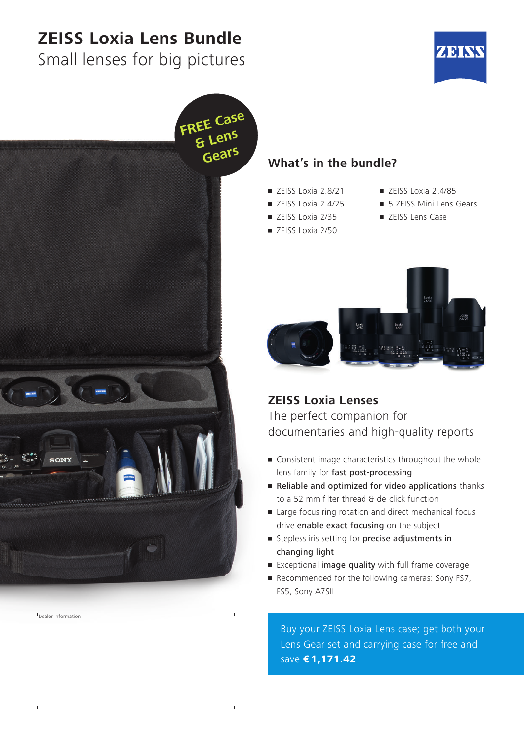# ZEISS Loxia Lens Bundle

Small lenses for big pictures

FREE Case & Lens Gears

## What's in the bundle?

- ZEISS Loxia 2.8/21
- ZEISS Loxia 2.4/25
- ZEISS Loxia 2/35
- ZEISS Loxia 2/50
- ZEISS Loxia 2.4/85
- 5 ZEISS Mini Lens Gears
- ZEISS Lens Case

## ZEISS Loxia Lenses

The perfect companion for documentaries and high-quality reports

- Consistent image characteristics throughout the whole lens family for **fast post-processing**
- **Reliable and optimized for video applications** thanks to a 52 mm filter thread & de-click function
- Large focus ring rotation and direct mechanical focus drive **enable exact focusing** on the subject
- Stepless iris setting for **precise adjustments in changing light**
- Exceptional **image quality** with full-frame coverage
- Recommended for the following cameras: Sony FS7, FS5, Sony A7SII

Dealer information

Buy your ZEISS Loxia Lens case; get both your Lens Gear set and carrying case for free and save **€ 1,171.42**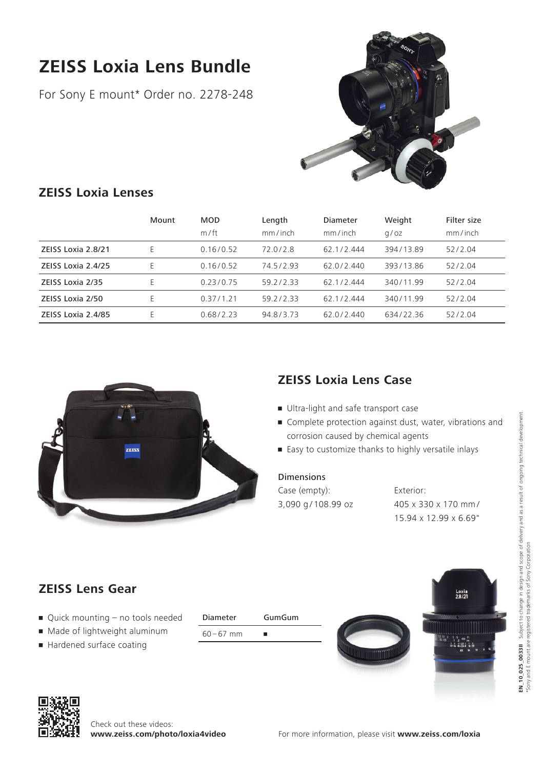# ZEISS Loxia Lens Bundle

For Sony E mount* Order no. 2278-248

## ZEISS Loxia Lenses

| | Mount | MOD m/ft | Length mm/inch | Diameter mm/inch | Weight g/oz | Filter size mm/inch |
|---|---|---|---|---|---|---|
| ZEISS Loxia 2.8/21 | E | 0.16/0.52 | 72.0/2.8 | 62.1/2.444 | 394/13.89 | 52/2.04 |
| ZEISS Loxia 2.4/25 | E | 0.16/0.52 | 74.5/2.93 | 62.0/2.440 | 393/13.86 | 52/2.04 |
| ZEISS Loxia 2/35 | E | 0.23/0.75 | 59.2/2.33 | 62.1/2.444 | 340/11.99 | 52/2.04 |
| ZEISS Loxia 2/50 | E | 0.37/1.21 | 59.2/2.33 | 62.1/2.444 | 340/11.99 | 52/2.04 |
| ZEISS Loxia 2.4/85 | E | 0.68/2.23 | 94.8/3.73 | 62.0/2.440 | 634/22.36 | 52/2.04 |

## ZEISS Loxia Lens Case

- Ultra-light and safe transport case
- Complete protection against dust, water, vibrations and corrosion caused by chemical agents
- Easy to customize thanks to highly versatile inlays

**Dimensions**

Case (empty):
3,090 g/108.99 oz

Exterior:
405 x 330 x 170 mm/
15.94 x 12.99 x 6.69"

## ZEISS Lens Gear

- Quick mounting – no tools needed
- Made of lightweight aluminum
- Hardened surface coating

| Diameter | GumGum |
|---|---|
| 60–67 mm | ■ |

Check out these videos:
**www.zeiss.com/photo/loxia4video**

For more information, please visit **www.zeiss.com/loxia**

**EN_10_025_0033II** Subject to change in design and scope of delivery and as a result of ongoing technical development.
*Sony and E mount are registered trademarks of Sony Corporation